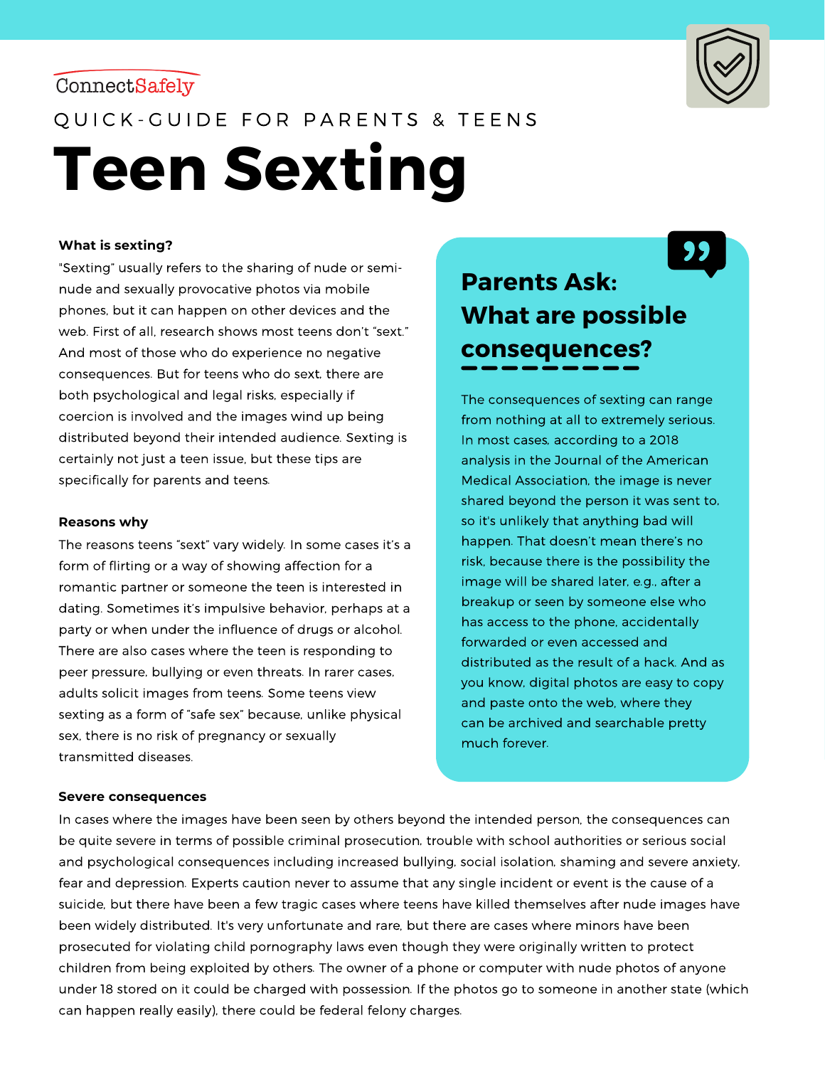ConnectSafely

QUICK-GUIDE FOR PARENTS & TEENS

# Teen Sexting

### What is sexting?

"Sexting" usually refers to the sharing of nude or semi-nude and sexually provocative photos via mobile phones, but it can happen on other devices and the web. First of all, research shows most teens don't "sext." And most of those who do experience no negative consequences. But for teens who do sext, there are both psychological and legal risks, especially if coercion is involved and the images wind up being distributed beyond their intended audience. Sexting is certainly not just a teen issue, but these tips are specifically for parents and teens.

### Reasons why

The reasons teens "sext" vary widely. In some cases it's a form of flirting or a way of showing affection for a romantic partner or someone the teen is interested in dating. Sometimes it's impulsive behavior, perhaps at a party or when under the influence of drugs or alcohol. There are also cases where the teen is responding to peer pressure, bullying or even threats. In rarer cases, adults solicit images from teens. Some teens view sexting as a form of "safe sex" because, unlike physical sex, there is no risk of pregnancy or sexually transmitted diseases.

## Parents Ask: What are possible consequences?

The consequences of sexting can range from nothing at all to extremely serious. In most cases, according to a 2018 analysis in the Journal of the American Medical Association, the image is never shared beyond the person it was sent to, so it's unlikely that anything bad will happen. That doesn't mean there's no risk, because there is the possibility the image will be shared later, e.g., after a breakup or seen by someone else who has access to the phone, accidentally forwarded or even accessed and distributed as the result of a hack. And as you know, digital photos are easy to copy and paste onto the web, where they can be archived and searchable pretty much forever.

### Severe consequences

In cases where the images have been seen by others beyond the intended person, the consequences can be quite severe in terms of possible criminal prosecution, trouble with school authorities or serious social and psychological consequences including increased bullying, social isolation, shaming and severe anxiety, fear and depression. Experts caution never to assume that any single incident or event is the cause of a suicide, but there have been a few tragic cases where teens have killed themselves after nude images have been widely distributed. It's very unfortunate and rare, but there are cases where minors have been prosecuted for violating child pornography laws even though they were originally written to protect children from being exploited by others. The owner of a phone or computer with nude photos of anyone under 18 stored on it could be charged with possession. If the photos go to someone in another state (which can happen really easily), there could be federal felony charges.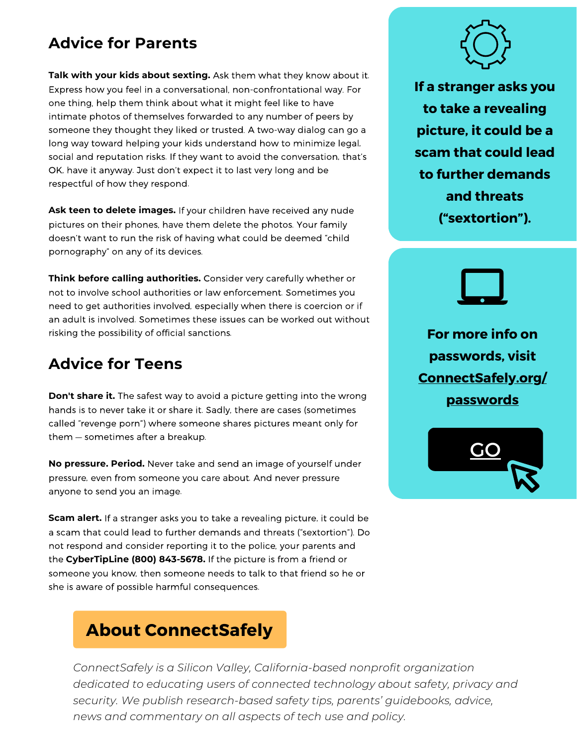## Advice for Parents

**Talk with your kids about sexting.** Ask them what they know about it. Express how you feel in a conversational, non-confrontational way. For one thing, help them think about what it might feel like to have intimate photos of themselves forwarded to any number of peers by someone they thought they liked or trusted. A two-way dialog can go a long way toward helping your kids understand how to minimize legal, social and reputation risks. If they want to avoid the conversation, that's OK, have it anyway. Just don't expect it to last very long and be respectful of how they respond.

**Ask teen to delete images.** If your children have received any nude pictures on their phones, have them delete the photos. Your family doesn't want to run the risk of having what could be deemed "child pornography" on any of its devices.

**Think before calling authorities.** Consider very carefully whether or not to involve school authorities or law enforcement. Sometimes you need to get authorities involved, especially when there is coercion or if an adult is involved. Sometimes these issues can be worked out without risking the possibility of official sanctions.

## Advice for Teens

**Don't share it.** The safest way to avoid a picture getting into the wrong hands is to never take it or share it. Sadly, there are cases (sometimes called "revenge porn") where someone shares pictures meant only for them — sometimes after a breakup.

**No pressure. Period.** Never take and send an image of yourself under pressure, even from someone you care about. And never pressure anyone to send you an image.

**Scam alert.** If a stranger asks you to take a revealing picture, it could be a scam that could lead to further demands and threats ("sextortion"). Do not respond and consider reporting it to the police, your parents and the **CyberTipLine (800) 843-5678.** If the picture is from a friend or someone you know, then someone needs to talk to that friend so he or she is aware of possible harmful consequences.

**If a stranger asks you to take a revealing picture, it could be a scam that could lead to further demands and threats ("sextortion").**

**For more info on passwords, visit ConnectSafely.org/passwords**

GO

## About ConnectSafely

*ConnectSafely is a Silicon Valley, California-based nonprofit organization dedicated to educating users of connected technology about safety, privacy and security. We publish research-based safety tips, parents' guidebooks, advice, news and commentary on all aspects of tech use and policy.*